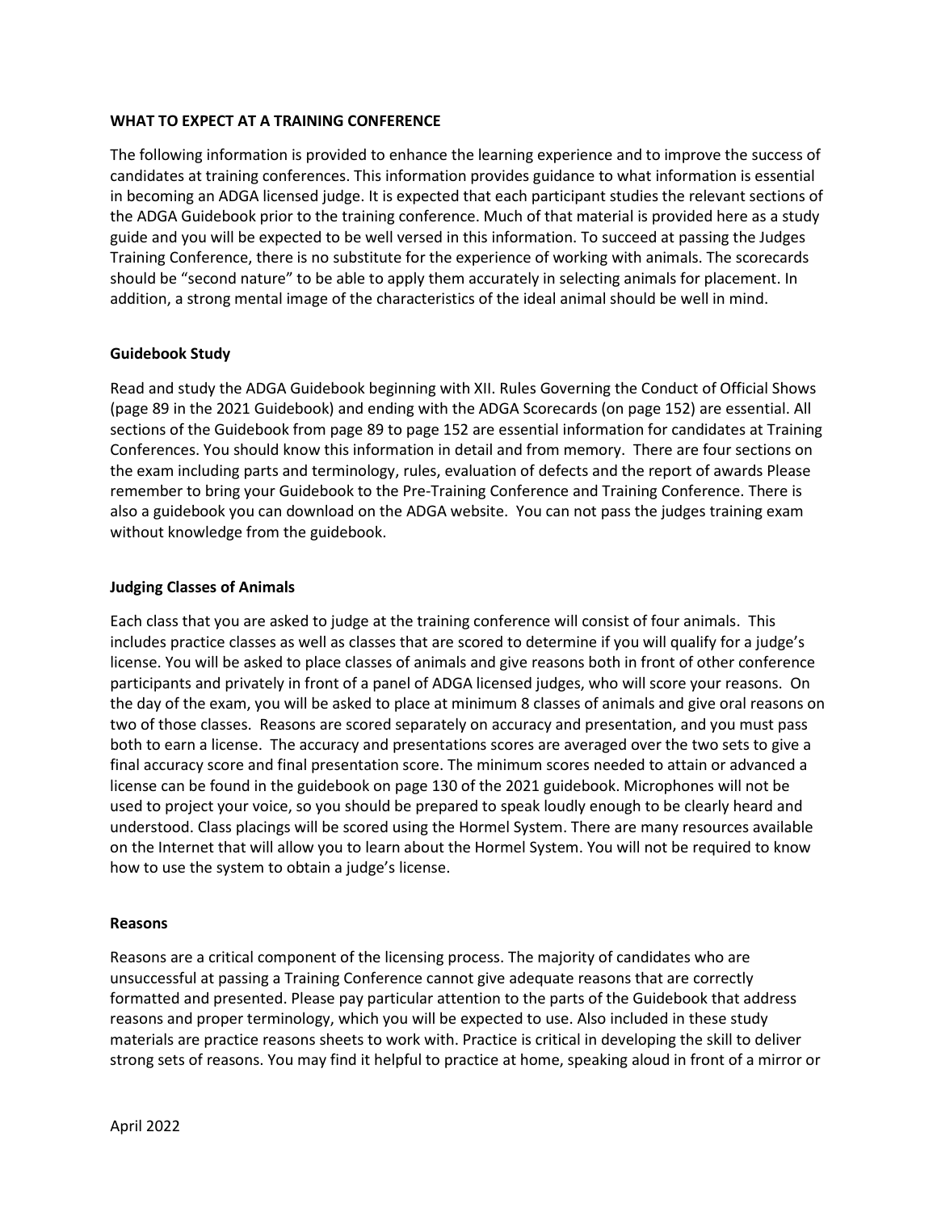**WHAT TO EXPECT AT A TRAINING CONFERENCE**

The following information is provided to enhance the learning experience and to improve the success of candidates at training conferences. This information provides guidance to what information is essential in becoming an ADGA licensed judge. It is expected that each participant studies the relevant sections of the ADGA Guidebook prior to the training conference. Much of that material is provided here as a study guide and you will be expected to be well versed in this information. To succeed at passing the Judges Training Conference, there is no substitute for the experience of working with animals. The scorecards should be "second nature" to be able to apply them accurately in selecting animals for placement. In addition, a strong mental image of the characteristics of the ideal animal should be well in mind.

**Guidebook Study**

Read and study the ADGA Guidebook beginning with XII. Rules Governing the Conduct of Official Shows (page 89 in the 2021 Guidebook) and ending with the ADGA Scorecards (on page 152) are essential. All sections of the Guidebook from page 89 to page 152 are essential information for candidates at Training Conferences. You should know this information in detail and from memory. There are four sections on the exam including parts and terminology, rules, evaluation of defects and the report of awards Please remember to bring your Guidebook to the Pre-Training Conference and Training Conference. There is also a guidebook you can download on the ADGA website. You can not pass the judges training exam without knowledge from the guidebook.

**Judging Classes of Animals**

Each class that you are asked to judge at the training conference will consist of four animals. This includes practice classes as well as classes that are scored to determine if you will qualify for a judge's license. You will be asked to place classes of animals and give reasons both in front of other conference participants and privately in front of a panel of ADGA licensed judges, who will score your reasons. On the day of the exam, you will be asked to place at minimum 8 classes of animals and give oral reasons on two of those classes. Reasons are scored separately on accuracy and presentation, and you must pass both to earn a license. The accuracy and presentations scores are averaged over the two sets to give a final accuracy score and final presentation score. The minimum scores needed to attain or advanced a license can be found in the guidebook on page 130 of the 2021 guidebook. Microphones will not be used to project your voice, so you should be prepared to speak loudly enough to be clearly heard and understood. Class placings will be scored using the Hormel System. There are many resources available on the Internet that will allow you to learn about the Hormel System. You will not be required to know how to use the system to obtain a judge's license.

**Reasons**

Reasons are a critical component of the licensing process. The majority of candidates who are unsuccessful at passing a Training Conference cannot give adequate reasons that are correctly formatted and presented. Please pay particular attention to the parts of the Guidebook that address reasons and proper terminology, which you will be expected to use. Also included in these study materials are practice reasons sheets to work with. Practice is critical in developing the skill to deliver strong sets of reasons. You may find it helpful to practice at home, speaking aloud in front of a mirror or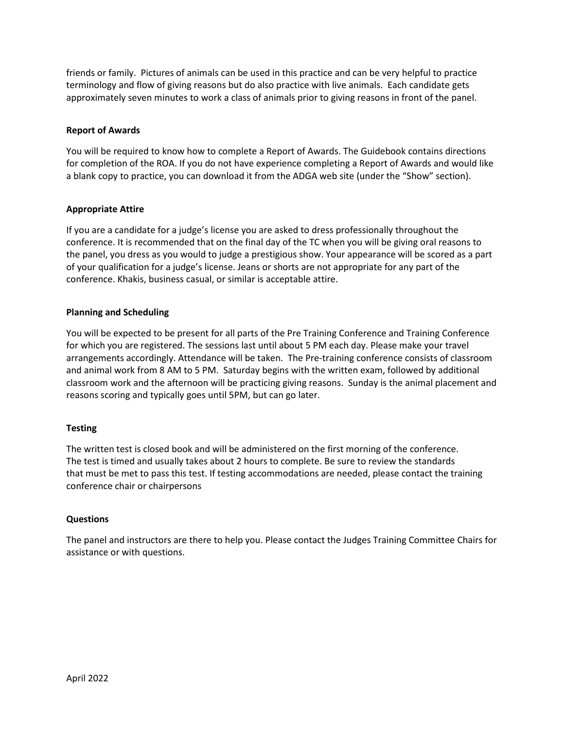friends or family. Pictures of animals can be used in this practice and can be very helpful to practice terminology and flow of giving reasons but do also practice with live animals. Each candidate gets approximately seven minutes to work a class of animals prior to giving reasons in front of the panel.

**Report of Awards**

You will be required to know how to complete a Report of Awards. The Guidebook contains directions for completion of the ROA. If you do not have experience completing a Report of Awards and would like a blank copy to practice, you can download it from the ADGA web site (under the "Show" section).

**Appropriate Attire**

If you are a candidate for a judge's license you are asked to dress professionally throughout the conference. It is recommended that on the final day of the TC when you will be giving oral reasons to the panel, you dress as you would to judge a prestigious show. Your appearance will be scored as a part of your qualification for a judge's license. Jeans or shorts are not appropriate for any part of the conference. Khakis, business casual, or similar is acceptable attire.

**Planning and Scheduling**

You will be expected to be present for all parts of the Pre Training Conference and Training Conference for which you are registered. The sessions last until about 5 PM each day. Please make your travel arrangements accordingly. Attendance will be taken. The Pre-training conference consists of classroom and animal work from 8 AM to 5 PM. Saturday begins with the written exam, followed by additional classroom work and the afternoon will be practicing giving reasons. Sunday is the animal placement and reasons scoring and typically goes until 5PM, but can go later.

**Testing**

The written test is closed book and will be administered on the first morning of the conference. The test is timed and usually takes about 2 hours to complete. Be sure to review the standards that must be met to pass this test. If testing accommodations are needed, please contact the training conference chair or chairpersons

**Questions**

The panel and instructors are there to help you. Please contact the Judges Training Committee Chairs for assistance or with questions.

April 2022